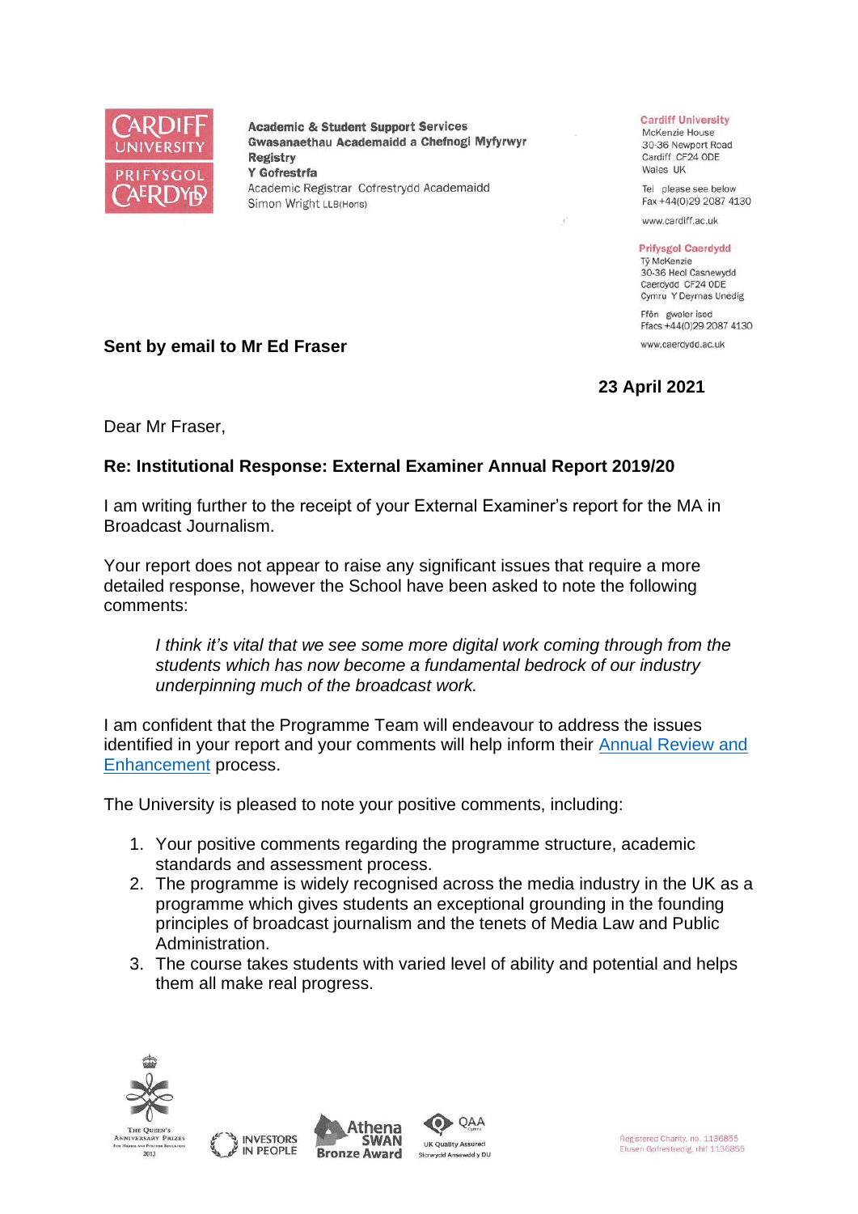**Academic & Student Support Services**
**Gwasanaethau Academaidd a Chefnogi Myfyrwyr**
**Registry**
**Y Gofrestrfa**
Academic Registrar Cofrestrydd Academaidd
Simon Wright LLB(Hons)

**Cardiff University**
McKenzie House
30-36 Newport Road
Cardiff CF24 0DE
Wales UK

Tel please see below
Fax +44(0)29 2087 4130

www.cardiff.ac.uk

**Prifysgol Caerdydd**
Tŷ McKenzie
30-36 Heol Casnewydd
Caerdydd CF24 0DE
Cymru Y Deyrnas Unedig

Ffôn gweler isod
Ffacs +44(0)29 2087 4130

www.caerdydd.ac.uk

**Sent by email to Mr Ed Fraser**

**23 April 2021**

Dear Mr Fraser,

**Re: Institutional Response: External Examiner Annual Report 2019/20**

I am writing further to the receipt of your External Examiner's report for the MA in Broadcast Journalism.

Your report does not appear to raise any significant issues that require a more detailed response, however the School have been asked to note the following comments:

> *I think it's vital that we see some more digital work coming through from the students which has now become a fundamental bedrock of our industry underpinning much of the broadcast work.*

I am confident that the Programme Team will endeavour to address the issues identified in your report and your comments will help inform their [Annual Review and Enhancement](#) process.

The University is pleased to note your positive comments, including:

1. Your positive comments regarding the programme structure, academic standards and assessment process.
2. The programme is widely recognised across the media industry in the UK as a programme which gives students an exceptional grounding in the founding principles of broadcast journalism and the tenets of Media Law and Public Administration.
3. The course takes students with varied level of ability and potential and helps them all make real progress.

Registered Charity, no. 1136855
Elusen Gofrestredig, rhif 1136855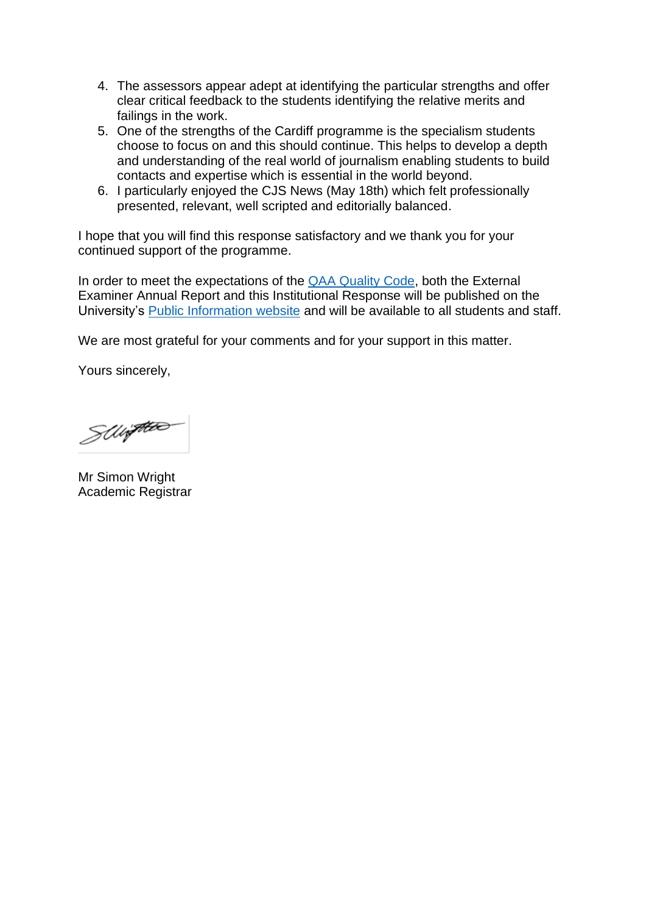4. The assessors appear adept at identifying the particular strengths and offer clear critical feedback to the students identifying the relative merits and failings in the work.
5. One of the strengths of the Cardiff programme is the specialism students choose to focus on and this should continue. This helps to develop a depth and understanding of the real world of journalism enabling students to build contacts and expertise which is essential in the world beyond.
6. I particularly enjoyed the CJS News (May 18th) which felt professionally presented, relevant, well scripted and editorially balanced.

I hope that you will find this response satisfactory and we thank you for your continued support of the programme.

In order to meet the expectations of the QAA Quality Code, both the External Examiner Annual Report and this Institutional Response will be published on the University's Public Information website and will be available to all students and staff.

We are most grateful for your comments and for your support in this matter.

Yours sincerely,

Mr Simon Wright
Academic Registrar